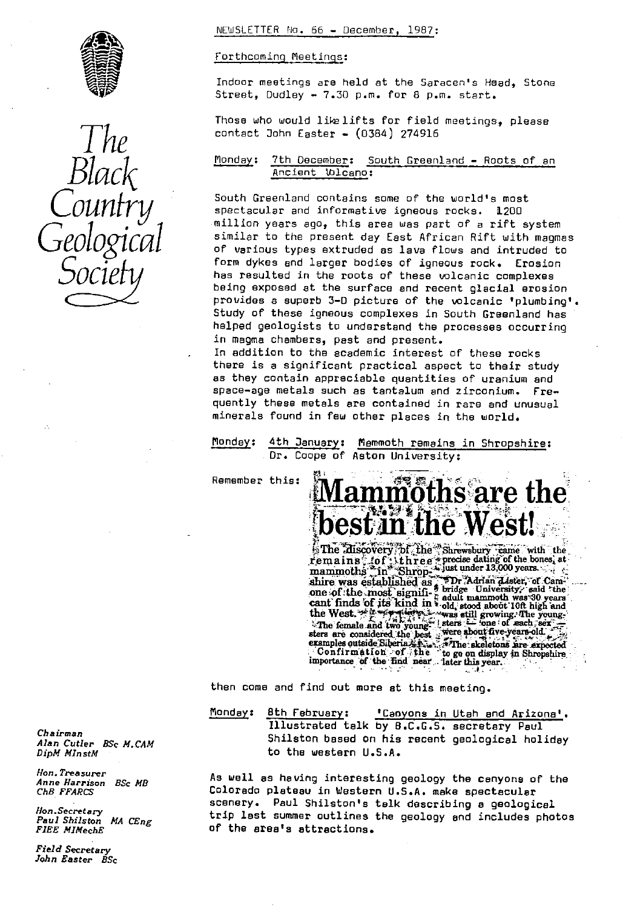# The Black Country Geological Society

NEWSLETTER No. 66 - December, 1987:

Forthcoming Meetings:

Indoor meetings are held at the Saracen's Head, Stone Street, Dudley - 7.30 p.m. for 8 p.m. start.

Those who would like lifts for field meetings, please contact John Easter - (0384) 274916

Monday: 7th December: South Greenland - Roots of an Ancient Volcano:

South Greenland contains some of the world's most spectacular and informative igneous rocks. 1200 million years ago, this area was part of a rift system similar to the present day East African Rift with magmas of various types extruded as lava flows and intruded to form dykes and larger bodies of igneous rock. Erosion has resulted in the roots of these volcanic complexes being exposed at the surface and recent glacial erosion provides a superb 3-D picture of the volcanic 'plumbing'. Study of these igneous complexes in South Greenland has helped geologists to understand the processes occurring in magma chambers, past and present.

In addition to the academic interest of these rocks there is a significant practical aspect to their study as they contain appreciable quantities of uranium and space-age metals such as tantalum and zirconium. Frequently these metals are contained in rare and unusual minerals found in few other places in the world.

Monday: 4th January: Mammoth remains in Shropshire: Dr. Coope of Aston University:

Remember this:

**Mammoths are the best in the West!**

The discovery of the remains of three mammoths in Shropshire was established as one of the most significant finds of its kind in the West.

The female and two youngsters are considered the best examples outside Siberia.

Confirmation of the importance of the find near Shrewsbury came with the precise dating of the bones at just under 13,000 years.

Dr Adrian Lister, of Cambridge University, said the adult mammoth was 30 years old, stood about 10ft high and was still growing. The youngsters — one of each sex — were about five-years-old.

The skeletons are expected to go on display in Shropshire later this year.

then come and find out more at this meeting.

Monday: 8th February: 'Canyons in Utah and Arizona'. Illustrated talk by B.C.G.S. secretary Paul Shilston based on his recent geological holiday to the western U.S.A.

As well as having interesting geology the canyons of the Colorado plateau in Western U.S.A. make spectacular scenery. Paul Shilston's talk describing a geological trip last summer outlines the geology and includes photos of the area's attractions.

*Chairman*
*Alan Cutler BSc M.CAM DipM MInstM*

*Hon. Treasurer*
*Anne Harrison BSc MB ChB FFARCS*

*Hon. Secretary*
*Paul Shilston MA CEng FIEE MIMechE*

*Field Secretary*
*John Easter BSc*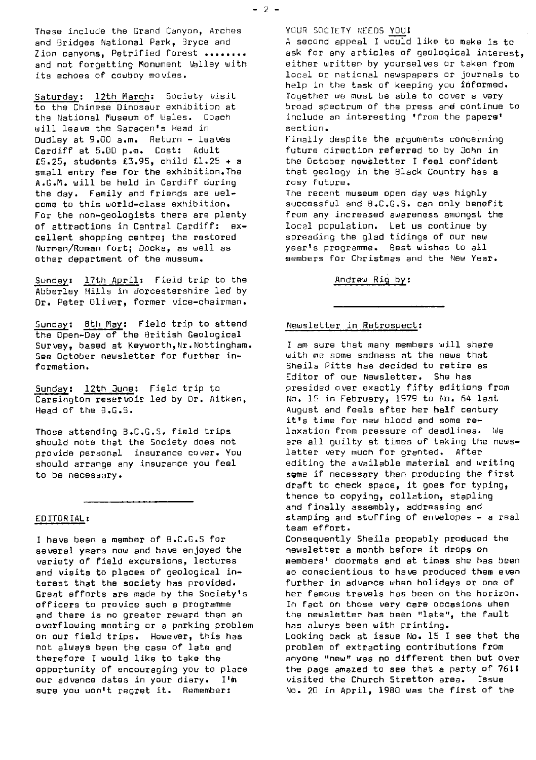These include the Grand Canyon, Arches and Bridges National Park, Bryce and Zion canyons, Petrified forest ........ and not forgetting Monument Valley with its echoes of cowboy movies.

Saturday: 12th March: Society visit to the Chinese Dinosaur exhibition at the National Museum of Wales. Coach will leave the Saracen's Head in Dudley at 9.00 a.m. Return - leaves Cardiff at 5.00 p.m. Cost: Adult £5.25, students £3.95, child £1.25 + a small entry fee for the exhibition.The A.G.M. will be held in Cardiff during the day. Family and friends are welcome to this world-class exhibition. For the non-geologists there are plenty of attractions in Central Cardiff: excellent shopping centre; the restored Norman/Roman fort; Docks, as well as other department of the museum.

Sunday: 17th April: Field trip to the Abberley Hills in Worcestershire led by Dr. Peter Oliver, former vice-chairman.

Sunday: 8th May: Field trip to attend the Open-Day of the British Geological Survey, based at Keyworth,Nr.Nottingham. See October newsletter for further information.

Sunday: 12th June: Field trip to Carsington reservoir led by Dr. Aitken, Head of the B.G.S.

Those attending B.C.G.S. field trips should note that the Society does not provide personal insurance cover. You should arrange any insurance you feel to be necessary.

---

EDITORIAL:

I have been a member of B.C.G.S for several years now and have enjoyed the variety of field excursions, lectures and visits to places of geological interest that the society has provided. Great efforts are made by the Society's officers to provide such a programme and there is no greater reward than an overflowing meeting or a parking problem on our field trips. However, this has not always been the case of late and therefore I would like to take the opportunity of encouraging you to place our advance dates in your diary. I'm sure you won't regret it. Remember:

YOUR SOCIETY NEEDS YOU!

A second appeal I would like to make is to ask for any articles of geological interest, either written by yourselves or taken from local or national newspapers or journals to help in the task of keeping you informed. Together we must be able to cover a very broad spectrum of the press and continue to include an interesting 'from the papers' section.

Finally despite the arguments concerning future direction referred to by John in the October newsletter I feel confident that geology in the Black Country has a rosy future.

The recent museum open day was highly successful and B.C.G.S. can only benefit from any increased awareness amongst the local population. Let us continue by spreading the glad tidings of our new year's programme. Best wishes to all members for Christmas and the New Year.

Andrew Rigby:

---

Newsletter in Retrospect:

I am sure that many members will share with me some sadness at the news that Sheila Pitts has decided to retire as Editor of our Newsletter. She has presided over exactly fifty editions from No. 15 in February, 1979 to No. 64 last August and feels after her half century it's time for new blood and some relaxation from pressure of deadlines. We are all guilty at times of taking the newsletter very much for granted. After editing the available material and writing some if necessary then producing the first draft to check space, it goes for typing, thence to copying, collation, stapling and finally assembly, addressing and stamping and stuffing of envelopes - a real team effort.

Consequently Sheila propably produced the newsletter a month before it drops on members' doormats and at times she has been so conscientious to have produced them even further in advance when holidays or one of her famous travels has been on the horizon. In fact on those very care occasions when the newsletter has been "late", the fault has always been with printing.

Looking back at issue No. 15 I see that the problem of extracting contributions from anyone "new" was no different then but over the page amazed to see that a party of 76!! visited the Church Stretton area. Issue No. 20 in April, 1980 was the first of the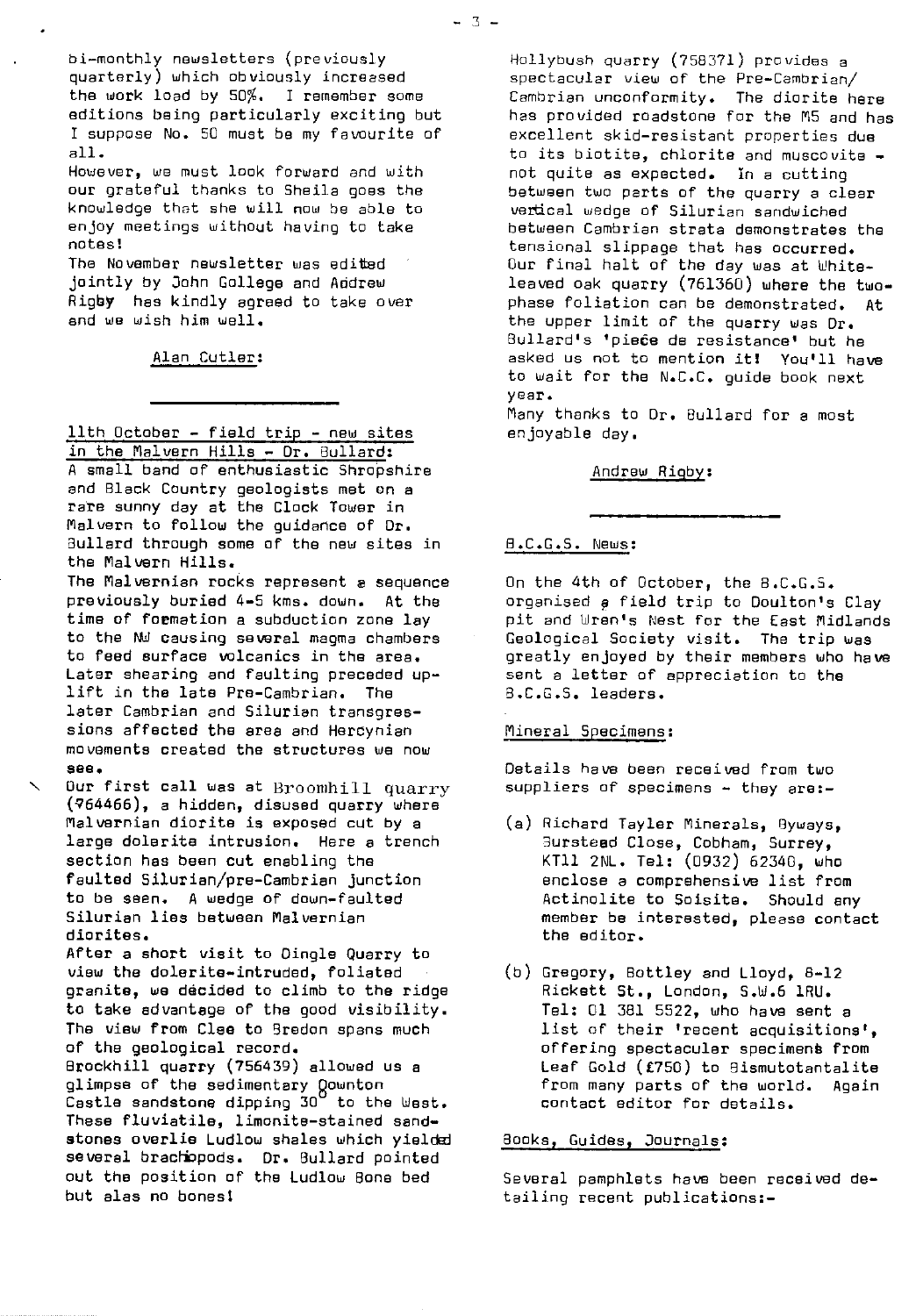bi-monthly newsletters (previously quarterly) which obviously increased the work load by 50%. I remember some editions being particularly exciting but I suppose No. 50 must be my favourite of all.

However, we must look forward and with our grateful thanks to Sheila goes the knowledge that she will now be able to enjoy meetings without having to take notes!

The November newsletter was edited jointly by John Gollege and Andrew Rigby has kindly agreed to take over and we wish him well.

Alan Cutler:

## 11th October - field trip - new sites in the Malvern Hills - Dr. Bullard:

A small band of enthusiastic Shropshire and Black Country geologists met on a rare sunny day at the Clock Tower in Malvern to follow the guidance of Dr. Bullard through some of the new sites in the Malvern Hills.

The Malvernian rocks represent a sequence previously buried 4-5 kms. down. At the time of formation a subduction zone lay to the NW causing several magma chambers to feed surface volcanics in the area. Later shearing and faulting preceded uplift in the late Pre-Cambrian. The later Cambrian and Silurian transgressions affected the area and Hercynian movements created the structures we now see.

Our first call was at Broomhill quarry (764466), a hidden, disused quarry where Malvernian diorite is exposed cut by a large dolerite intrusion. Here a trench section has been cut enabling the faulted Silurian/pre-Cambrian junction to be seen. A wedge of down-faulted Silurian lies between Malvernian diorites.

After a short visit to Dingle Quarry to view the dolerite-intruded, foliated granite, we decided to climb to the ridge to take advantage of the good visibility. The view from Clee to Bredon spans much of the geological record.

Brockhill quarry (756439) allowed us a glimpse of the sedimentary Downton Castle sandstone dipping 30° to the West. These fluviatile, limonite-stained sandstones overlie Ludlow shales which yielded several brachiopods. Dr. Bullard pointed out the position of the Ludlow Bone bed but alas no bones!

Hollybush quarry (758371) provides a spectacular view of the Pre-Cambrian/Cambrian unconformity. The diorite here has provided roadstone for the M5 and has excellent skid-resistant properties due to its biotite, chlorite and muscovite - not quite as expected. In a cutting between two parts of the quarry a clear vertical wedge of Silurian sandwiched between Cambrian strata demonstrates the tensional slippage that has occurred.

Our final halt of the day was at White-leaved oak quarry (761360) where the two-phase foliation can be demonstrated. At the upper limit of the quarry was Dr. Bullard's 'piece de resistance' but he asked us not to mention it! You'll have to wait for the N.C.C. guide book next year.

Many thanks to Dr. Bullard for a most enjoyable day.

Andrew Rigby:

## B.C.G.S. News:

On the 4th of October, the B.C.G.S. organised a field trip to Doulton's Clay pit and Wren's Nest for the East Midlands Geological Society visit. The trip was greatly enjoyed by their members who have sent a letter of appreciation to the B.C.G.S. leaders.

## Mineral Specimens:

Details have been received from two suppliers of specimens - they are:-

(a) Richard Tayler Minerals, Byways, Burstead Close, Cobham, Surrey, KT11 2NL. Tel: (0932) 62340, who enclose a comprehensive list from Actinolite to Soisite. Should any member be interested, please contact the editor.

(b) Gregory, Bottley and Lloyd, 8-12 Rickett St., London, S.W.6 1RU. Tel: 01 381 5522, who have sent a list of their 'recent acquisitions', offering spectacular specimens from Leaf Gold (£750) to Bismutotantalite from many parts of the world. Again contact editor for details.

## Books, Guides, Journals:

Several pamphlets have been received detailing recent publications:-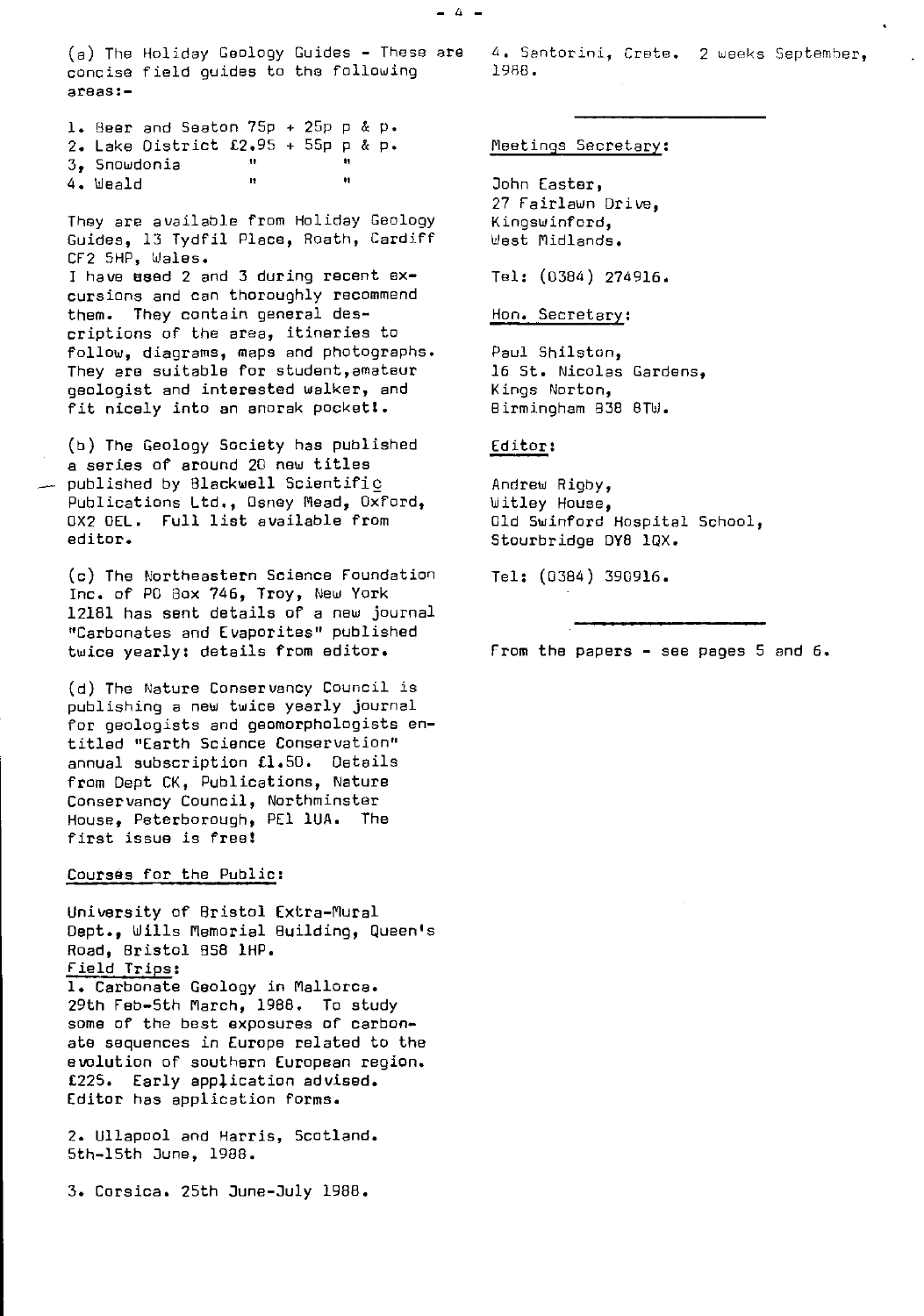(a) The Holiday Geology Guides - These are concise field guides to the following areas:-

1. Beer and Seaton 75p + 25p p & p.
2. Lake District £2.95 + 55p p & p.
3, Snowdonia " "
4. Weald " "

They are available from Holiday Geology Guides, 13 Tydfil Place, Roath, Cardiff CF2 5HP, Wales.
I have used 2 and 3 during recent excursions and can thoroughly recommend them. They contain general descriptions of the area, itineries to follow, diagrams, maps and photographs. They are suitable for student, amateur geologist and interested walker, and fit nicely into an anorak pocket!.

(b) The Geology Society has published a series of around 20 new titles published by Blackwell Scientific Publications Ltd., Osney Mead, Oxford, OX2 OEL. Full list available from editor.

(c) The Northeastern Science Foundation Inc. of PO Box 746, Troy, New York 12181 has sent details of a new journal "Carbonates and Evaporites" published twice yearly: details from editor.

(d) The Nature Conservancy Council is publishing a new twice yearly journal for geologists and geomorphologists entitled "Earth Science Conservation" annual subscription £1.50. Details from Dept CK, Publications, Nature Conservancy Council, Northminster House, Peterborough, PE1 1UA. The first issue is free!

Courses for the Public:

University of Bristol Extra-Mural Dept., Wills Memorial Building, Queen's Road, Bristol BS8 1HP.

Field Trips:

1. Carbonate Geology in Mallorca. 29th Feb-5th March, 1988. To study some of the best exposures of carbonate sequences in Europe related to the evolution of southern European region. £225. Early application advised. Editor has application forms.

2. Ullapool and Harris, Scotland. 5th-15th June, 1988.

3. Corsica. 25th June-July 1988.

4. Santorini, Crete. 2 weeks September, 1988.

---

Meetings Secretary:

John Easter,
27 Fairlawn Drive,
Kingswinford,
West Midlands.

Tel: (0384) 274916.

Hon. Secretary:

Paul Shilston,
16 St. Nicolas Gardens,
Kings Norton,
Birmingham B38 8TW.

Editor:

Andrew Rigby,
Witley House,
Old Swinford Hospital School,
Stourbridge DY8 1QX.

Tel: (0384) 390916.

---

From the papers - see pages 5 and 6.